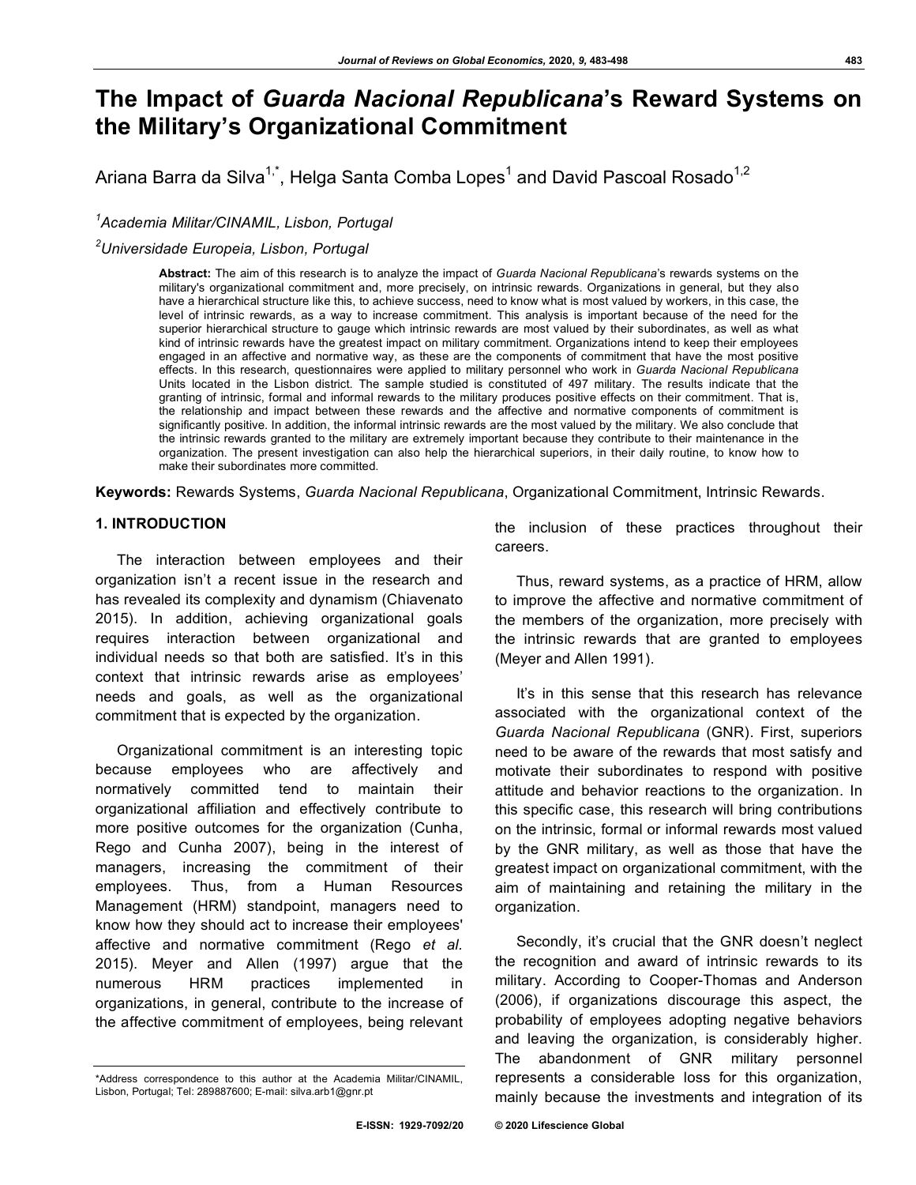# The Impact of *Guarda Nacional Republicana*'s Reward Systems on the Military's Organizational Commitment

Ariana Barra da Silva[1,*], Helga Santa Comba Lopes[1] and David Pascoal Rosado[1,2]

[1]*Academia Militar/CINAMIL, Lisbon, Portugal*

[2]*Universidade Europeia, Lisbon, Portugal*

**Abstract:** The aim of this research is to analyze the impact of *Guarda Nacional Republicana*'s rewards systems on the military's organizational commitment and, more precisely, on intrinsic rewards. Organizations in general, but they also have a hierarchical structure like this, to achieve success, need to know what is most valued by workers, in this case, the level of intrinsic rewards, as a way to increase commitment. This analysis is important because of the need for the superior hierarchical structure to gauge which intrinsic rewards are most valued by their subordinates, as well as what kind of intrinsic rewards have the greatest impact on military commitment. Organizations intend to keep their employees engaged in an affective and normative way, as these are the components of commitment that have the most positive effects. In this research, questionnaires were applied to military personnel who work in *Guarda Nacional Republicana* Units located in the Lisbon district. The sample studied is constituted of 497 military. The results indicate that the granting of intrinsic, formal and informal rewards to the military produces positive effects on their commitment. That is, the relationship and impact between these rewards and the affective and normative components of commitment is significantly positive. In addition, the informal intrinsic rewards are the most valued by the military. We also conclude that the intrinsic rewards granted to the military are extremely important because they contribute to their maintenance in the organization. The present investigation can also help the hierarchical superiors, in their daily routine, to know how to make their subordinates more committed.

**Keywords:** Rewards Systems, *Guarda Nacional Republicana*, Organizational Commitment, Intrinsic Rewards.

## 1. INTRODUCTION

The interaction between employees and their organization isn't a recent issue in the research and has revealed its complexity and dynamism (Chiavenato 2015). In addition, achieving organizational goals requires interaction between organizational and individual needs so that both are satisfied. It's in this context that intrinsic rewards arise as employees' needs and goals, as well as the organizational commitment that is expected by the organization.

Organizational commitment is an interesting topic because employees who are affectively and normatively committed tend to maintain their organizational affiliation and effectively contribute to more positive outcomes for the organization (Cunha, Rego and Cunha 2007), being in the interest of managers, increasing the commitment of their employees. Thus, from a Human Resources Management (HRM) standpoint, managers need to know how they should act to increase their employees' affective and normative commitment (Rego *et al.* 2015). Meyer and Allen (1997) argue that the numerous HRM practices implemented in organizations, in general, contribute to the increase of the affective commitment of employees, being relevant the inclusion of these practices throughout their careers.

Thus, reward systems, as a practice of HRM, allow to improve the affective and normative commitment of the members of the organization, more precisely with the intrinsic rewards that are granted to employees (Meyer and Allen 1991).

It's in this sense that this research has relevance associated with the organizational context of the *Guarda Nacional Republicana* (GNR). First, superiors need to be aware of the rewards that most satisfy and motivate their subordinates to respond with positive attitude and behavior reactions to the organization. In this specific case, this research will bring contributions on the intrinsic, formal or informal rewards most valued by the GNR military, as well as those that have the greatest impact on organizational commitment, with the aim of maintaining and retaining the military in the organization.

Secondly, it's crucial that the GNR doesn't neglect the recognition and award of intrinsic rewards to its military. According to Cooper-Thomas and Anderson (2006), if organizations discourage this aspect, the probability of employees adopting negative behaviors and leaving the organization, is considerably higher. The abandonment of GNR military personnel represents a considerable loss for this organization, mainly because the investments and integration of its

*Address correspondence to this author at the Academia Militar/CINAMIL, Lisbon, Portugal; Tel: 289887600; E-mail: silva.arb1@gnr.pt

E-ISSN: 1929-7092/20 © 2020 Lifescience Global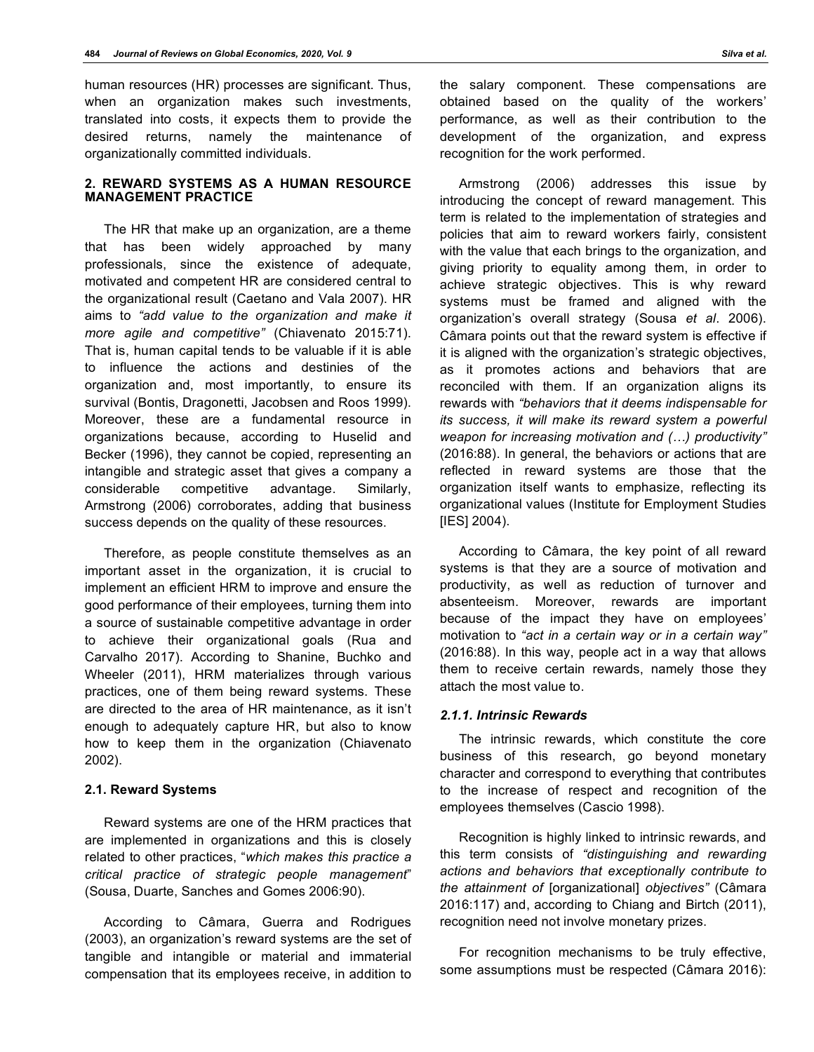human resources (HR) processes are significant. Thus, when an organization makes such investments, translated into costs, it expects them to provide the desired returns, namely the maintenance of organizationally committed individuals.

## 2. REWARD SYSTEMS AS A HUMAN RESOURCE MANAGEMENT PRACTICE

The HR that make up an organization, are a theme that has been widely approached by many professionals, since the existence of adequate, motivated and competent HR are considered central to the organizational result (Caetano and Vala 2007). HR aims to *"add value to the organization and make it more agile and competitive"* (Chiavenato 2015:71). That is, human capital tends to be valuable if it is able to influence the actions and destinies of the organization and, most importantly, to ensure its survival (Bontis, Dragonetti, Jacobsen and Roos 1999). Moreover, these are a fundamental resource in organizations because, according to Huselid and Becker (1996), they cannot be copied, representing an intangible and strategic asset that gives a company a considerable competitive advantage. Similarly, Armstrong (2006) corroborates, adding that business success depends on the quality of these resources.

Therefore, as people constitute themselves as an important asset in the organization, it is crucial to implement an efficient HRM to improve and ensure the good performance of their employees, turning them into a source of sustainable competitive advantage in order to achieve their organizational goals (Rua and Carvalho 2017). According to Shanine, Buchko and Wheeler (2011), HRM materializes through various practices, one of them being reward systems. These are directed to the area of HR maintenance, as it isn't enough to adequately capture HR, but also to know how to keep them in the organization (Chiavenato 2002).

### 2.1. Reward Systems

Reward systems are one of the HRM practices that are implemented in organizations and this is closely related to other practices, "*which makes this practice a critical practice of strategic people management*" (Sousa, Duarte, Sanches and Gomes 2006:90).

According to Câmara, Guerra and Rodrigues (2003), an organization's reward systems are the set of tangible and intangible or material and immaterial compensation that its employees receive, in addition to the salary component. These compensations are obtained based on the quality of the workers' performance, as well as their contribution to the development of the organization, and express recognition for the work performed.

Armstrong (2006) addresses this issue by introducing the concept of reward management. This term is related to the implementation of strategies and policies that aim to reward workers fairly, consistent with the value that each brings to the organization, and giving priority to equality among them, in order to achieve strategic objectives. This is why reward systems must be framed and aligned with the organization's overall strategy (Sousa *et al*. 2006). Câmara points out that the reward system is effective if it is aligned with the organization's strategic objectives, as it promotes actions and behaviors that are reconciled with them. If an organization aligns its rewards with *"behaviors that it deems indispensable for its success, it will make its reward system a powerful weapon for increasing motivation and (…) productivity"* (2016:88). In general, the behaviors or actions that are reflected in reward systems are those that the organization itself wants to emphasize, reflecting its organizational values (Institute for Employment Studies [IES] 2004).

According to Câmara, the key point of all reward systems is that they are a source of motivation and productivity, as well as reduction of turnover and absenteeism. Moreover, rewards are important because of the impact they have on employees' motivation to *"act in a certain way or in a certain way"* (2016:88). In this way, people act in a way that allows them to receive certain rewards, namely those they attach the most value to.

#### *2.1.1. Intrinsic Rewards*

The intrinsic rewards, which constitute the core business of this research, go beyond monetary character and correspond to everything that contributes to the increase of respect and recognition of the employees themselves (Cascio 1998).

Recognition is highly linked to intrinsic rewards, and this term consists of *"distinguishing and rewarding actions and behaviors that exceptionally contribute to the attainment of* [organizational] *objectives"* (Câmara 2016:117) and, according to Chiang and Birtch (2011), recognition need not involve monetary prizes.

For recognition mechanisms to be truly effective, some assumptions must be respected (Câmara 2016):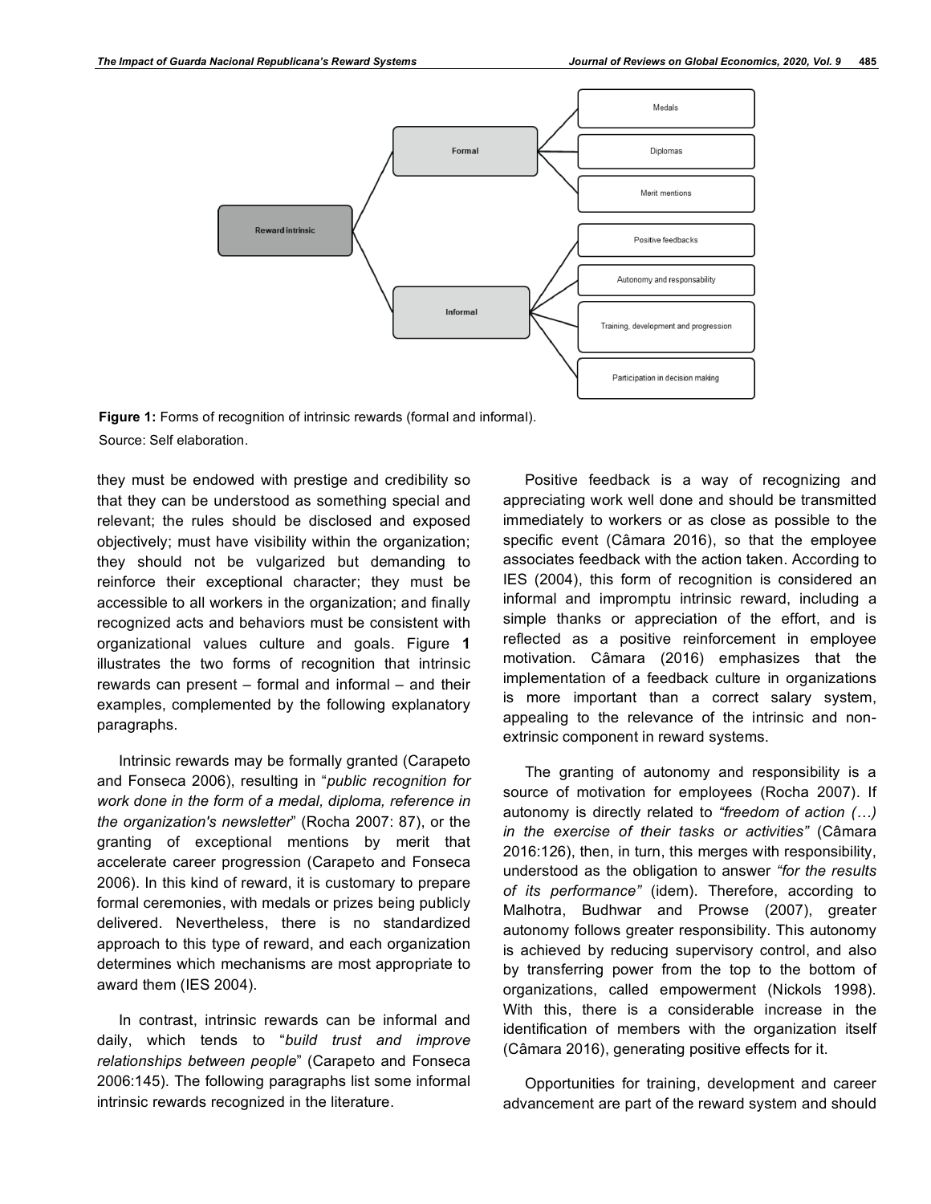Figure 1: Forms of recognition of intrinsic rewards (formal and informal).

Source: Self elaboration.

they must be endowed with prestige and credibility so that they can be understood as something special and relevant; the rules should be disclosed and exposed objectively; must have visibility within the organization; they should not be vulgarized but demanding to reinforce their exceptional character; they must be accessible to all workers in the organization; and finally recognized acts and behaviors must be consistent with organizational values culture and goals. Figure **1** illustrates the two forms of recognition that intrinsic rewards can present – formal and informal – and their examples, complemented by the following explanatory paragraphs.

Intrinsic rewards may be formally granted (Carapeto and Fonseca 2006), resulting in "*public recognition for work done in the form of a medal, diploma, reference in the organization's newsletter*" (Rocha 2007: 87), or the granting of exceptional mentions by merit that accelerate career progression (Carapeto and Fonseca 2006). In this kind of reward, it is customary to prepare formal ceremonies, with medals or prizes being publicly delivered. Nevertheless, there is no standardized approach to this type of reward, and each organization determines which mechanisms are most appropriate to award them (IES 2004).

In contrast, intrinsic rewards can be informal and daily, which tends to "*build trust and improve relationships between people*" (Carapeto and Fonseca 2006:145). The following paragraphs list some informal intrinsic rewards recognized in the literature.

Positive feedback is a way of recognizing and appreciating work well done and should be transmitted immediately to workers or as close as possible to the specific event (Câmara 2016), so that the employee associates feedback with the action taken. According to IES (2004), this form of recognition is considered an informal and impromptu intrinsic reward, including a simple thanks or appreciation of the effort, and is reflected as a positive reinforcement in employee motivation. Câmara (2016) emphasizes that the implementation of a feedback culture in organizations is more important than a correct salary system, appealing to the relevance of the intrinsic and non-extrinsic component in reward systems.

The granting of autonomy and responsibility is a source of motivation for employees (Rocha 2007). If autonomy is directly related to *"freedom of action (…) in the exercise of their tasks or activities"* (Câmara 2016:126), then, in turn, this merges with responsibility, understood as the obligation to answer *"for the results of its performance"* (idem). Therefore, according to Malhotra, Budhwar and Prowse (2007), greater autonomy follows greater responsibility. This autonomy is achieved by reducing supervisory control, and also by transferring power from the top to the bottom of organizations, called empowerment (Nickols 1998). With this, there is a considerable increase in the identification of members with the organization itself (Câmara 2016), generating positive effects for it.

Opportunities for training, development and career advancement are part of the reward system and should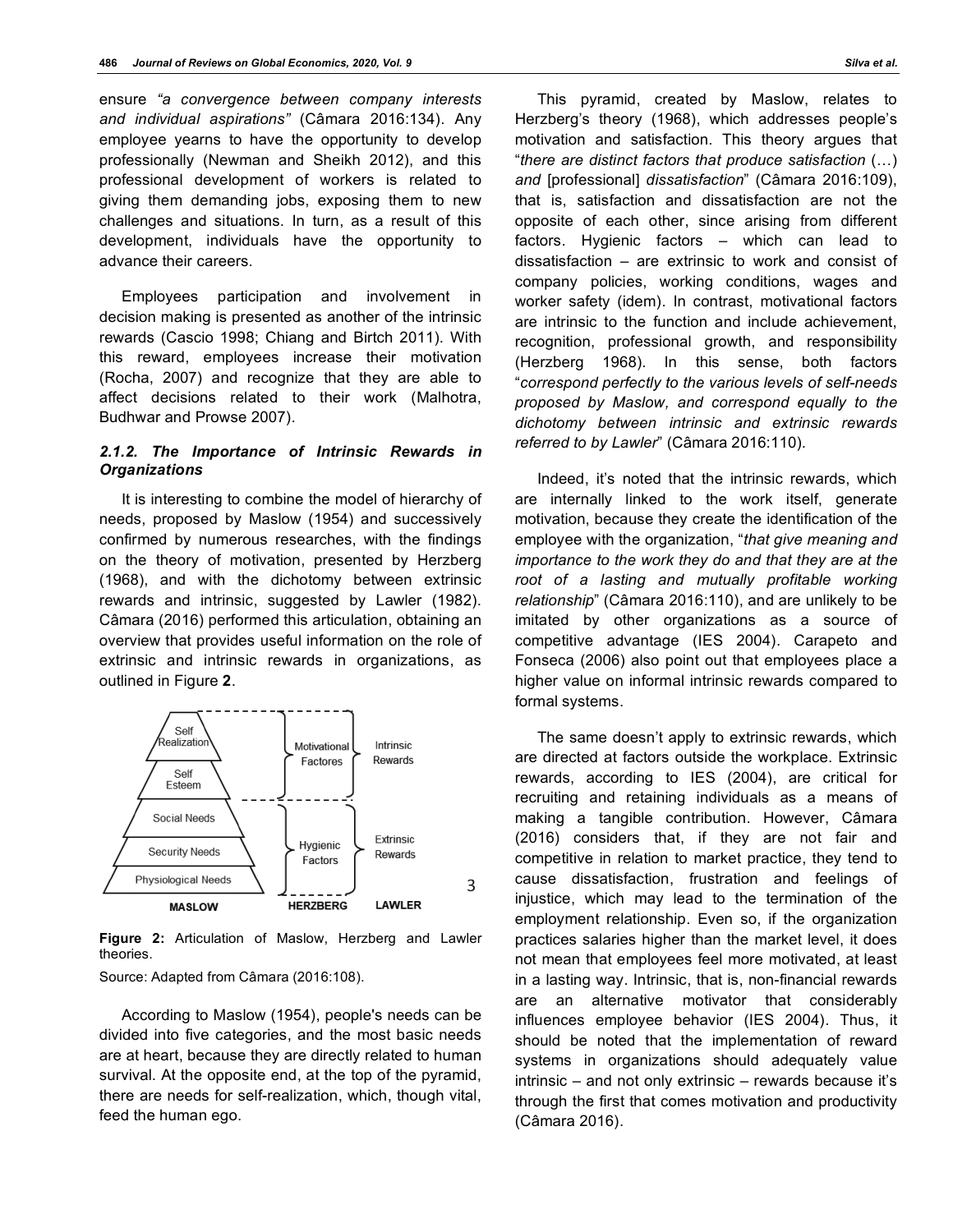ensure *"a convergence between company interests and individual aspirations"* (Câmara 2016:134). Any employee yearns to have the opportunity to develop professionally (Newman and Sheikh 2012), and this professional development of workers is related to giving them demanding jobs, exposing them to new challenges and situations. In turn, as a result of this development, individuals have the opportunity to advance their careers.

Employees participation and involvement in decision making is presented as another of the intrinsic rewards (Cascio 1998; Chiang and Birtch 2011). With this reward, employees increase their motivation (Rocha, 2007) and recognize that they are able to affect decisions related to their work (Malhotra, Budhwar and Prowse 2007).

### *2.1.2. The Importance of Intrinsic Rewards in Organizations*

It is interesting to combine the model of hierarchy of needs, proposed by Maslow (1954) and successively confirmed by numerous researches, with the findings on the theory of motivation, presented by Herzberg (1968), and with the dichotomy between extrinsic rewards and intrinsic, suggested by Lawler (1982). Câmara (2016) performed this articulation, obtaining an overview that provides useful information on the role of extrinsic and intrinsic rewards in organizations, as outlined in Figure **2**.

| MASLOW | HERZBERG | LAWLER |
|---|---|---|
| Self Realization | Motivational Factores | Intrinsic Rewards |
| Self Esteem | | |
| Social Needs | Hygienic Factors | Extrinsic Rewards |
| Security Needs | | |
| Physiological Needs | | |

**Figure 2:** Articulation of Maslow, Herzberg and Lawler theories.

Source: Adapted from Câmara (2016:108).

According to Maslow (1954), people's needs can be divided into five categories, and the most basic needs are at heart, because they are directly related to human survival. At the opposite end, at the top of the pyramid, there are needs for self-realization, which, though vital, feed the human ego.

This pyramid, created by Maslow, relates to Herzberg's theory (1968), which addresses people's motivation and satisfaction. This theory argues that "*there are distinct factors that produce satisfaction* (…) *and* [professional] *dissatisfaction*" (Câmara 2016:109), that is, satisfaction and dissatisfaction are not the opposite of each other, since arising from different factors. Hygienic factors – which can lead to dissatisfaction – are extrinsic to work and consist of company policies, working conditions, wages and worker safety (idem). In contrast, motivational factors are intrinsic to the function and include achievement, recognition, professional growth, and responsibility (Herzberg 1968). In this sense, both factors "*correspond perfectly to the various levels of self-needs proposed by Maslow, and correspond equally to the dichotomy between intrinsic and extrinsic rewards referred to by Lawler*" (Câmara 2016:110).

Indeed, it's noted that the intrinsic rewards, which are internally linked to the work itself, generate motivation, because they create the identification of the employee with the organization, "*that give meaning and importance to the work they do and that they are at the root of a lasting and mutually profitable working relationship*" (Câmara 2016:110), and are unlikely to be imitated by other organizations as a source of competitive advantage (IES 2004). Carapeto and Fonseca (2006) also point out that employees place a higher value on informal intrinsic rewards compared to formal systems.

The same doesn't apply to extrinsic rewards, which are directed at factors outside the workplace. Extrinsic rewards, according to IES (2004), are critical for recruiting and retaining individuals as a means of making a tangible contribution. However, Câmara (2016) considers that, if they are not fair and competitive in relation to market practice, they tend to cause dissatisfaction, frustration and feelings of injustice, which may lead to the termination of the employment relationship. Even so, if the organization practices salaries higher than the market level, it does not mean that employees feel more motivated, at least in a lasting way. Intrinsic, that is, non-financial rewards are an alternative motivator that considerably influences employee behavior (IES 2004). Thus, it should be noted that the implementation of reward systems in organizations should adequately value intrinsic – and not only extrinsic – rewards because it's through the first that comes motivation and productivity (Câmara 2016).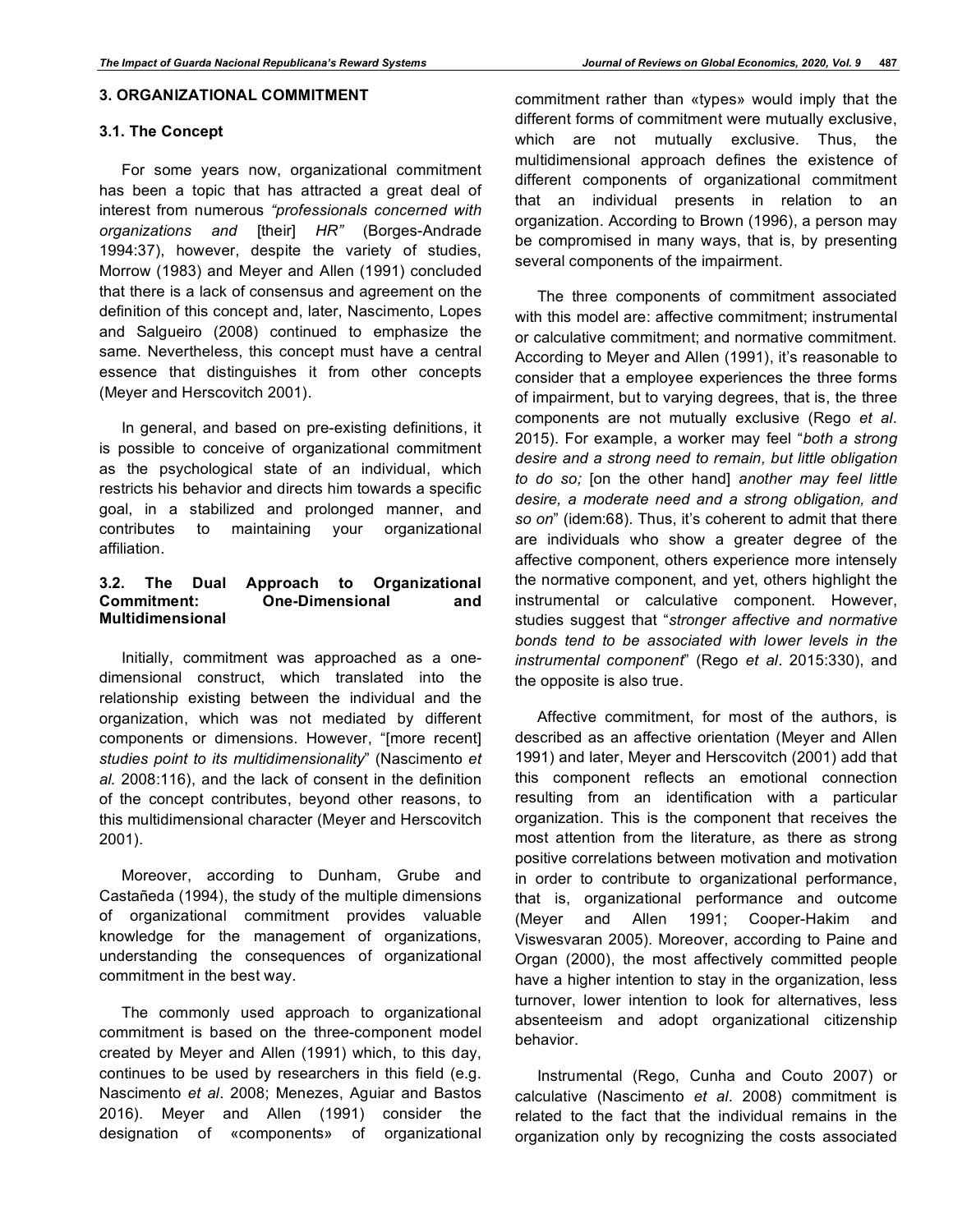## 3. ORGANIZATIONAL COMMITMENT

### 3.1. The Concept

For some years now, organizational commitment has been a topic that has attracted a great deal of interest from numerous *"professionals concerned with organizations and* [their] *HR"* (Borges-Andrade 1994:37), however, despite the variety of studies, Morrow (1983) and Meyer and Allen (1991) concluded that there is a lack of consensus and agreement on the definition of this concept and, later, Nascimento, Lopes and Salgueiro (2008) continued to emphasize the same. Nevertheless, this concept must have a central essence that distinguishes it from other concepts (Meyer and Herscovitch 2001).

In general, and based on pre-existing definitions, it is possible to conceive of organizational commitment as the psychological state of an individual, which restricts his behavior and directs him towards a specific goal, in a stabilized and prolonged manner, and contributes to maintaining your organizational affiliation.

### 3.2. The Dual Approach to Organizational Commitment: One-Dimensional and Multidimensional

Initially, commitment was approached as a one-dimensional construct, which translated into the relationship existing between the individual and the organization, which was not mediated by different components or dimensions. However, "[more recent] *studies point to its multidimensionality*" (Nascimento *et al.* 2008:116), and the lack of consent in the definition of the concept contributes, beyond other reasons, to this multidimensional character (Meyer and Herscovitch 2001).

Moreover, according to Dunham, Grube and Castañeda (1994), the study of the multiple dimensions of organizational commitment provides valuable knowledge for the management of organizations, understanding the consequences of organizational commitment in the best way.

The commonly used approach to organizational commitment is based on the three-component model created by Meyer and Allen (1991) which, to this day, continues to be used by researchers in this field (e.g. Nascimento *et al*. 2008; Menezes, Aguiar and Bastos 2016). Meyer and Allen (1991) consider the designation of «components» of organizational commitment rather than «types» would imply that the different forms of commitment were mutually exclusive, which are not mutually exclusive. Thus, the multidimensional approach defines the existence of different components of organizational commitment that an individual presents in relation to an organization. According to Brown (1996), a person may be compromised in many ways, that is, by presenting several components of the impairment.

The three components of commitment associated with this model are: affective commitment; instrumental or calculative commitment; and normative commitment. According to Meyer and Allen (1991), it's reasonable to consider that a employee experiences the three forms of impairment, but to varying degrees, that is, the three components are not mutually exclusive (Rego *et al*. 2015). For example, a worker may feel "*both a strong desire and a strong need to remain, but little obligation to do so;* [on the other hand] *another may feel little desire, a moderate need and a strong obligation, and so on*" (idem:68). Thus, it's coherent to admit that there are individuals who show a greater degree of the affective component, others experience more intensely the normative component, and yet, others highlight the instrumental or calculative component. However, studies suggest that "*stronger affective and normative bonds tend to be associated with lower levels in the instrumental component*" (Rego *et al*. 2015:330), and the opposite is also true.

Affective commitment, for most of the authors, is described as an affective orientation (Meyer and Allen 1991) and later, Meyer and Herscovitch (2001) add that this component reflects an emotional connection resulting from an identification with a particular organization. This is the component that receives the most attention from the literature, as there as strong positive correlations between motivation and motivation in order to contribute to organizational performance, that is, organizational performance and outcome (Meyer and Allen 1991; Cooper-Hakim and Viswesvaran 2005). Moreover, according to Paine and Organ (2000), the most affectively committed people have a higher intention to stay in the organization, less turnover, lower intention to look for alternatives, less absenteeism and adopt organizational citizenship behavior.

Instrumental (Rego, Cunha and Couto 2007) or calculative (Nascimento *et al*. 2008) commitment is related to the fact that the individual remains in the organization only by recognizing the costs associated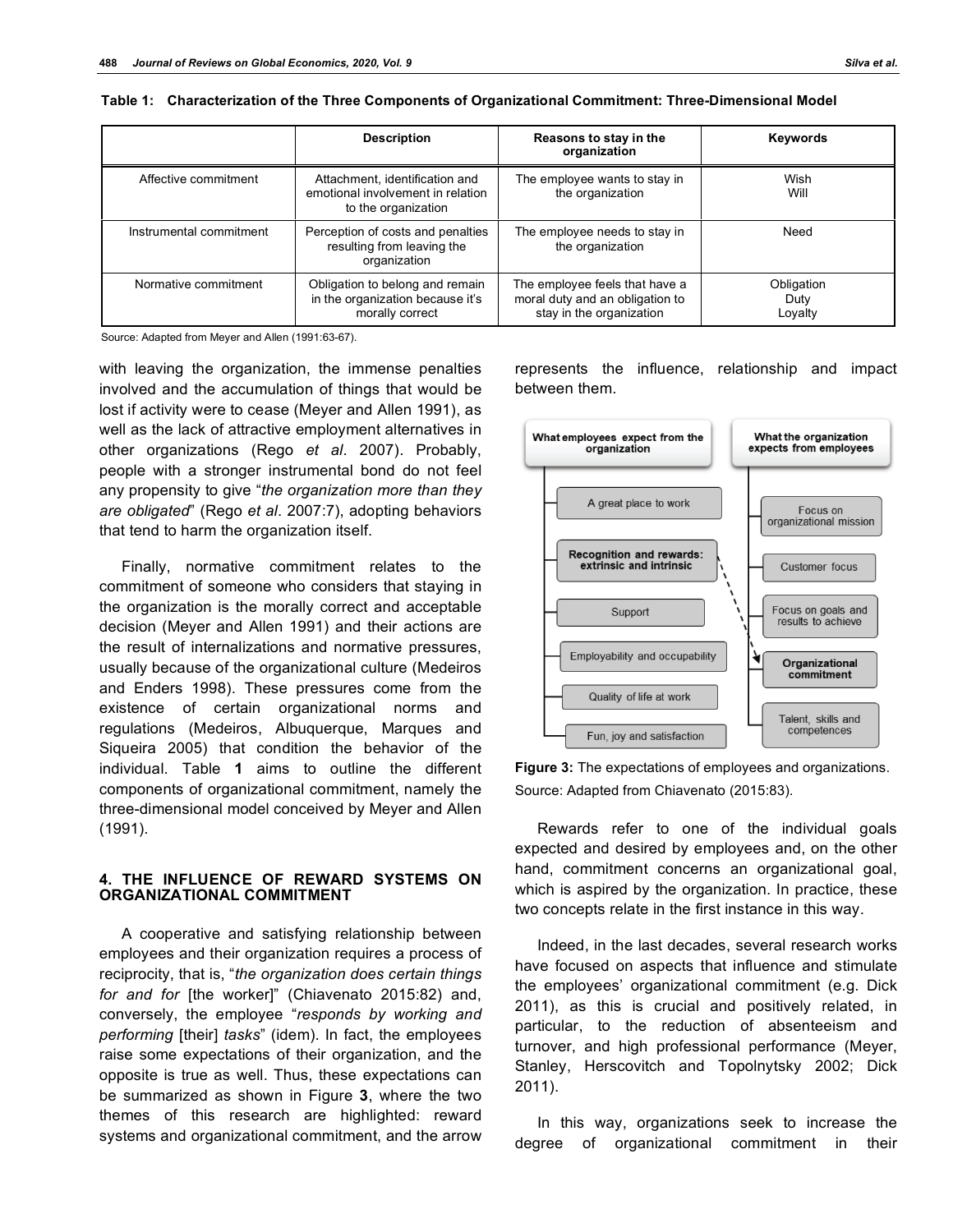**Table 1: Characterization of the Three Components of Organizational Commitment: Three-Dimensional Model**

| | Description | Reasons to stay in the organization | Keywords |
|---|---|---|---|
| Affective commitment | Attachment, identification and emotional involvement in relation to the organization | The employee wants to stay in the organization | Wish<br>Will |
| Instrumental commitment | Perception of costs and penalties resulting from leaving the organization | The employee needs to stay in the organization | Need |
| Normative commitment | Obligation to belong and remain in the organization because it's morally correct | The employee feels that have a moral duty and an obligation to stay in the organization | Obligation<br>Duty<br>Loyalty |

Source: Adapted from Meyer and Allen (1991:63-67).

with leaving the organization, the immense penalties involved and the accumulation of things that would be lost if activity were to cease (Meyer and Allen 1991), as well as the lack of attractive employment alternatives in other organizations (Rego *et al*. 2007). Probably, people with a stronger instrumental bond do not feel any propensity to give "*the organization more than they are obligated*" (Rego *et al*. 2007:7), adopting behaviors that tend to harm the organization itself.

Finally, normative commitment relates to the commitment of someone who considers that staying in the organization is the morally correct and acceptable decision (Meyer and Allen 1991) and their actions are the result of internalizations and normative pressures, usually because of the organizational culture (Medeiros and Enders 1998). These pressures come from the existence of certain organizational norms and regulations (Medeiros, Albuquerque, Marques and Siqueira 2005) that condition the behavior of the individual. Table **1** aims to outline the different components of organizational commitment, namely the three-dimensional model conceived by Meyer and Allen (1991).

## 4. THE INFLUENCE OF REWARD SYSTEMS ON ORGANIZATIONAL COMMITMENT

A cooperative and satisfying relationship between employees and their organization requires a process of reciprocity, that is, "*the organization does certain things for and for* [the worker]" (Chiavenato 2015:82) and, conversely, the employee "*responds by working and performing* [their] *tasks*" (idem). In fact, the employees raise some expectations of their organization, and the opposite is true as well. Thus, these expectations can be summarized as shown in Figure **3**, where the two themes of this research are highlighted: reward systems and organizational commitment, and the arrow represents the influence, relationship and impact between them.

| What employees expect from the organization | What the organization expects from employees |
|---|---|
| A great place to work | Focus on organizational mission |
| **Recognition and rewards: extrinsic and intrinsic** | Customer focus |
| Support | Focus on goals and results to achieve |
| Employability and occupability | **Organizational commitment** |
| Quality of life at work | Talent, skills and competences |
| Fun, joy and satisfaction | |

**Figure 3:** The expectations of employees and organizations. Source: Adapted from Chiavenato (2015:83).

Rewards refer to one of the individual goals expected and desired by employees and, on the other hand, commitment concerns an organizational goal, which is aspired by the organization. In practice, these two concepts relate in the first instance in this way.

Indeed, in the last decades, several research works have focused on aspects that influence and stimulate the employees' organizational commitment (e.g. Dick 2011), as this is crucial and positively related, in particular, to the reduction of absenteeism and turnover, and high professional performance (Meyer, Stanley, Herscovitch and Topolnytsky 2002; Dick 2011).

In this way, organizations seek to increase the degree of organizational commitment in their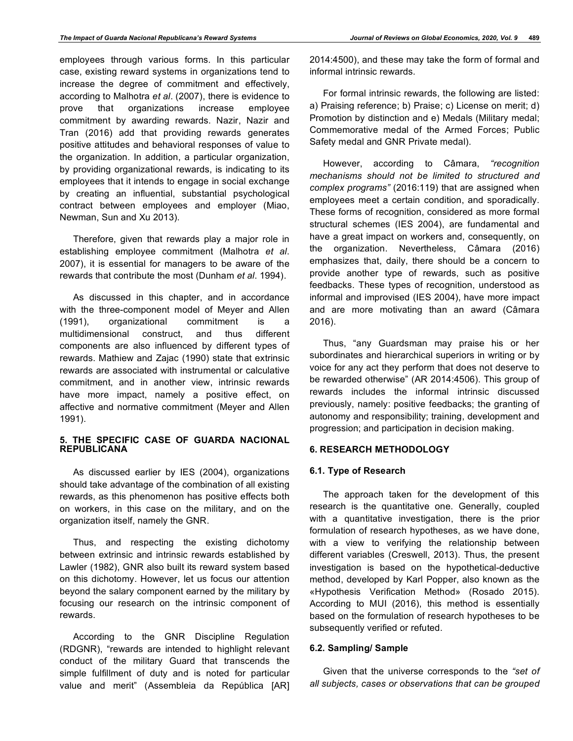employees through various forms. In this particular case, existing reward systems in organizations tend to increase the degree of commitment and effectively, according to Malhotra *et al*. (2007), there is evidence to prove that organizations increase employee commitment by awarding rewards. Nazir, Nazir and Tran (2016) add that providing rewards generates positive attitudes and behavioral responses of value to the organization. In addition, a particular organization, by providing organizational rewards, is indicating to its employees that it intends to engage in social exchange by creating an influential, substantial psychological contract between employees and employer (Miao, Newman, Sun and Xu 2013).

Therefore, given that rewards play a major role in establishing employee commitment (Malhotra *et al*. 2007), it is essential for managers to be aware of the rewards that contribute the most (Dunham *et al*. 1994).

As discussed in this chapter, and in accordance with the three-component model of Meyer and Allen (1991), organizational commitment is a multidimensional construct, and thus different components are also influenced by different types of rewards. Mathiew and Zajac (1990) state that extrinsic rewards are associated with instrumental or calculative commitment, and in another view, intrinsic rewards have more impact, namely a positive effect, on affective and normative commitment (Meyer and Allen 1991).

## 5. THE SPECIFIC CASE OF GUARDA NACIONAL REPUBLICANA

As discussed earlier by IES (2004), organizations should take advantage of the combination of all existing rewards, as this phenomenon has positive effects both on workers, in this case on the military, and on the organization itself, namely the GNR.

Thus, and respecting the existing dichotomy between extrinsic and intrinsic rewards established by Lawler (1982), GNR also built its reward system based on this dichotomy. However, let us focus our attention beyond the salary component earned by the military by focusing our research on the intrinsic component of rewards.

According to the GNR Discipline Regulation (RDGNR), "rewards are intended to highlight relevant conduct of the military Guard that transcends the simple fulfillment of duty and is noted for particular value and merit" (Assembleia da República [AR] 2014:4500), and these may take the form of formal and informal intrinsic rewards.

For formal intrinsic rewards, the following are listed: a) Praising reference; b) Praise; c) License on merit; d) Promotion by distinction and e) Medals (Military medal; Commemorative medal of the Armed Forces; Public Safety medal and GNR Private medal).

However, according to Câmara, *"recognition mechanisms should not be limited to structured and complex programs"* (2016:119) that are assigned when employees meet a certain condition, and sporadically. These forms of recognition, considered as more formal structural schemes (IES 2004), are fundamental and have a great impact on workers and, consequently, on the organization. Nevertheless, Câmara (2016) emphasizes that, daily, there should be a concern to provide another type of rewards, such as positive feedbacks. These types of recognition, understood as informal and improvised (IES 2004), have more impact and are more motivating than an award (Câmara 2016).

Thus, "any Guardsman may praise his or her subordinates and hierarchical superiors in writing or by voice for any act they perform that does not deserve to be rewarded otherwise" (AR 2014:4506). This group of rewards includes the informal intrinsic discussed previously, namely: positive feedbacks; the granting of autonomy and responsibility; training, development and progression; and participation in decision making.

## 6. RESEARCH METHODOLOGY

### 6.1. Type of Research

The approach taken for the development of this research is the quantitative one. Generally, coupled with a quantitative investigation, there is the prior formulation of research hypotheses, as we have done, with a view to verifying the relationship between different variables (Creswell, 2013). Thus, the present investigation is based on the hypothetical-deductive method, developed by Karl Popper, also known as the «Hypothesis Verification Method» (Rosado 2015). According to MUI (2016), this method is essentially based on the formulation of research hypotheses to be subsequently verified or refuted.

### 6.2. Sampling/ Sample

Given that the universe corresponds to the *"set of all subjects, cases or observations that can be grouped*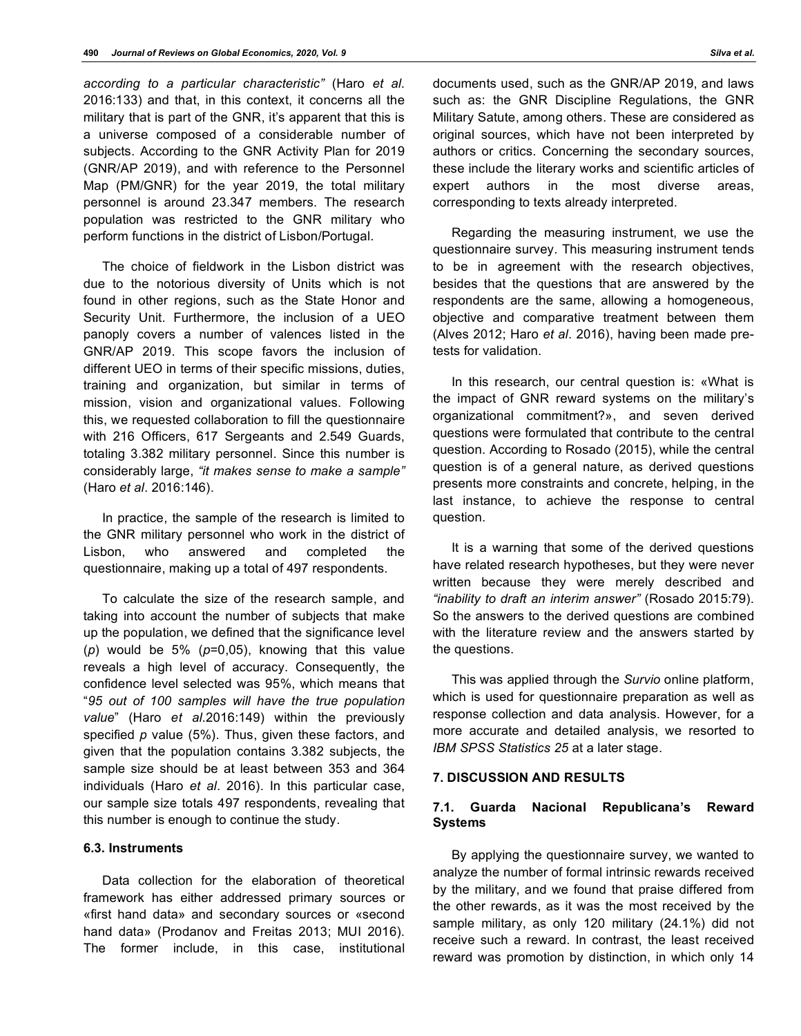*according to a particular characteristic"* (Haro *et al*. 2016:133) and that, in this context, it concerns all the military that is part of the GNR, it's apparent that this is a universe composed of a considerable number of subjects. According to the GNR Activity Plan for 2019 (GNR/AP 2019), and with reference to the Personnel Map (PM/GNR) for the year 2019, the total military personnel is around 23.347 members. The research population was restricted to the GNR military who perform functions in the district of Lisbon/Portugal.

The choice of fieldwork in the Lisbon district was due to the notorious diversity of Units which is not found in other regions, such as the State Honor and Security Unit. Furthermore, the inclusion of a UEO panoply covers a number of valences listed in the GNR/AP 2019. This scope favors the inclusion of different UEO in terms of their specific missions, duties, training and organization, but similar in terms of mission, vision and organizational values. Following this, we requested collaboration to fill the questionnaire with 216 Officers, 617 Sergeants and 2.549 Guards, totaling 3.382 military personnel. Since this number is considerably large, *"it makes sense to make a sample"* (Haro *et al*. 2016:146).

In practice, the sample of the research is limited to the GNR military personnel who work in the district of Lisbon, who answered and completed the questionnaire, making up a total of 497 respondents.

To calculate the size of the research sample, and taking into account the number of subjects that make up the population, we defined that the significance level ($p$) would be 5% ($p$=0,05), knowing that this value reveals a high level of accuracy. Consequently, the confidence level selected was 95%, which means that "*95 out of 100 samples will have the true population value*" (Haro *et al.*2016:149) within the previously specified $p$ value (5%). Thus, given these factors, and given that the population contains 3.382 subjects, the sample size should be at least between 353 and 364 individuals (Haro *et al*. 2016). In this particular case, our sample size totals 497 respondents, revealing that this number is enough to continue the study.

### 6.3. Instruments

Data collection for the elaboration of theoretical framework has either addressed primary sources or «first hand data» and secondary sources or «second hand data» (Prodanov and Freitas 2013; MUI 2016). The former include, in this case, institutional documents used, such as the GNR/AP 2019, and laws such as: the GNR Discipline Regulations, the GNR Military Satute, among others. These are considered as original sources, which have not been interpreted by authors or critics. Concerning the secondary sources, these include the literary works and scientific articles of expert authors in the most diverse areas, corresponding to texts already interpreted.

Regarding the measuring instrument, we use the questionnaire survey. This measuring instrument tends to be in agreement with the research objectives, besides that the questions that are answered by the respondents are the same, allowing a homogeneous, objective and comparative treatment between them (Alves 2012; Haro *et al*. 2016), having been made pre-tests for validation.

In this research, our central question is: «What is the impact of GNR reward systems on the military's organizational commitment?», and seven derived questions were formulated that contribute to the central question. According to Rosado (2015), while the central question is of a general nature, as derived questions presents more constraints and concrete, helping, in the last instance, to achieve the response to central question.

It is a warning that some of the derived questions have related research hypotheses, but they were never written because they were merely described and *"inability to draft an interim answer"* (Rosado 2015:79). So the answers to the derived questions are combined with the literature review and the answers started by the questions.

This was applied through the *Survio* online platform, which is used for questionnaire preparation as well as response collection and data analysis. However, for a more accurate and detailed analysis, we resorted to *IBM SPSS Statistics 25* at a later stage.

## 7. DISCUSSION AND RESULTS

### 7.1. Guarda Nacional Republicana's Reward Systems

By applying the questionnaire survey, we wanted to analyze the number of formal intrinsic rewards received by the military, and we found that praise differed from the other rewards, as it was the most received by the sample military, as only 120 military (24.1%) did not receive such a reward. In contrast, the least received reward was promotion by distinction, in which only 14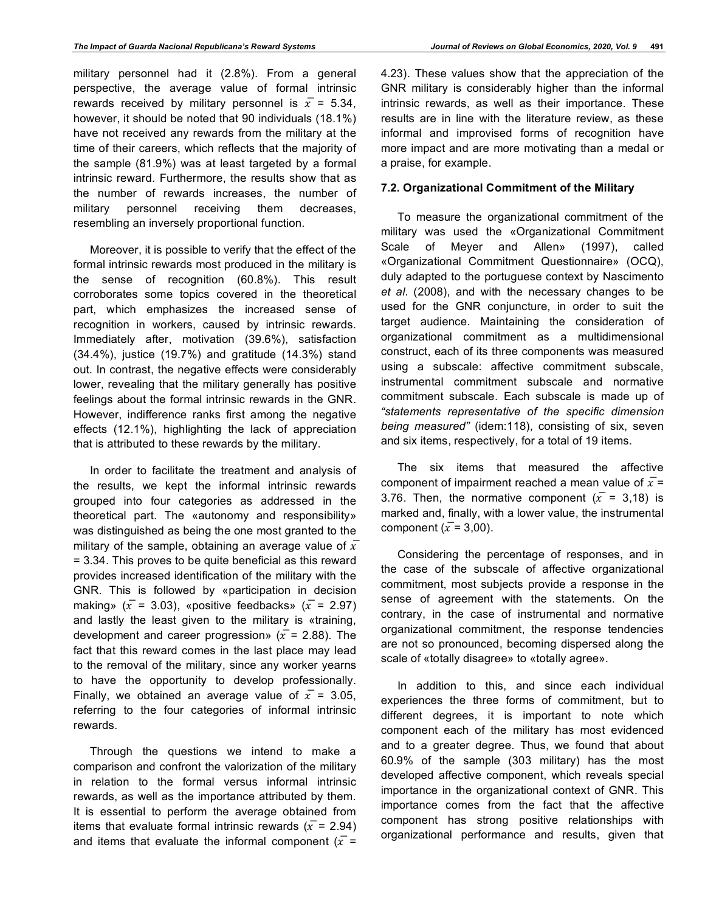military personnel had it (2.8%). From a general perspective, the average value of formal intrinsic rewards received by military personnel is $\bar{x}$ = 5.34, however, it should be noted that 90 individuals (18.1%) have not received any rewards from the military at the time of their careers, which reflects that the majority of the sample (81.9%) was at least targeted by a formal intrinsic reward. Furthermore, the results show that as the number of rewards increases, the number of military personnel receiving them decreases, resembling an inversely proportional function.

Moreover, it is possible to verify that the effect of the formal intrinsic rewards most produced in the military is the sense of recognition (60.8%). This result corroborates some topics covered in the theoretical part, which emphasizes the increased sense of recognition in workers, caused by intrinsic rewards. Immediately after, motivation (39.6%), satisfaction (34.4%), justice (19.7%) and gratitude (14.3%) stand out. In contrast, the negative effects were considerably lower, revealing that the military generally has positive feelings about the formal intrinsic rewards in the GNR. However, indifference ranks first among the negative effects (12.1%), highlighting the lack of appreciation that is attributed to these rewards by the military.

In order to facilitate the treatment and analysis of the results, we kept the informal intrinsic rewards grouped into four categories as addressed in the theoretical part. The «autonomy and responsibility» was distinguished as being the one most granted to the military of the sample, obtaining an average value of $\bar{x}$ = 3.34. This proves to be quite beneficial as this reward provides increased identification of the military with the GNR. This is followed by «participation in decision making» ($\bar{x}$ = 3.03), «positive feedbacks» ($\bar{x}$ = 2.97) and lastly the least given to the military is «training, development and career progression» ($\bar{x}$ = 2.88). The fact that this reward comes in the last place may lead to the removal of the military, since any worker yearns to have the opportunity to develop professionally. Finally, we obtained an average value of $\bar{x}$ = 3.05, referring to the four categories of informal intrinsic rewards.

Through the questions we intend to make a comparison and confront the valorization of the military in relation to the formal versus informal intrinsic rewards, as well as the importance attributed by them. It is essential to perform the average obtained from items that evaluate formal intrinsic rewards ($\bar{x}$ = 2.94) and items that evaluate the informal component ($\bar{x}$ = 4.23). These values show that the appreciation of the GNR military is considerably higher than the informal intrinsic rewards, as well as their importance. These results are in line with the literature review, as these informal and improvised forms of recognition have more impact and are more motivating than a medal or a praise, for example.

### 7.2. Organizational Commitment of the Military

To measure the organizational commitment of the military was used the «Organizational Commitment Scale of Meyer and Allen» (1997), called «Organizational Commitment Questionnaire» (OCQ), duly adapted to the portuguese context by Nascimento *et al*. (2008), and with the necessary changes to be used for the GNR conjuncture, in order to suit the target audience. Maintaining the consideration of organizational commitment as a multidimensional construct, each of its three components was measured using a subscale: affective commitment subscale, instrumental commitment subscale and normative commitment subscale. Each subscale is made up of *"statements representative of the specific dimension being measured"* (idem:118), consisting of six, seven and six items, respectively, for a total of 19 items.

The six items that measured the affective component of impairment reached a mean value of $\bar{x}$ = 3.76. Then, the normative component ($\bar{x}$ = 3,18) is marked and, finally, with a lower value, the instrumental component ($\bar{x}$ = 3,00).

Considering the percentage of responses, and in the case of the subscale of affective organizational commitment, most subjects provide a response in the sense of agreement with the statements. On the contrary, in the case of instrumental and normative organizational commitment, the response tendencies are not so pronounced, becoming dispersed along the scale of «totally disagree» to «totally agree».

In addition to this, and since each individual experiences the three forms of commitment, but to different degrees, it is important to note which component each of the military has most evidenced and to a greater degree. Thus, we found that about 60.9% of the sample (303 military) has the most developed affective component, which reveals special importance in the organizational context of GNR. This importance comes from the fact that the affective component has strong positive relationships with organizational performance and results, given that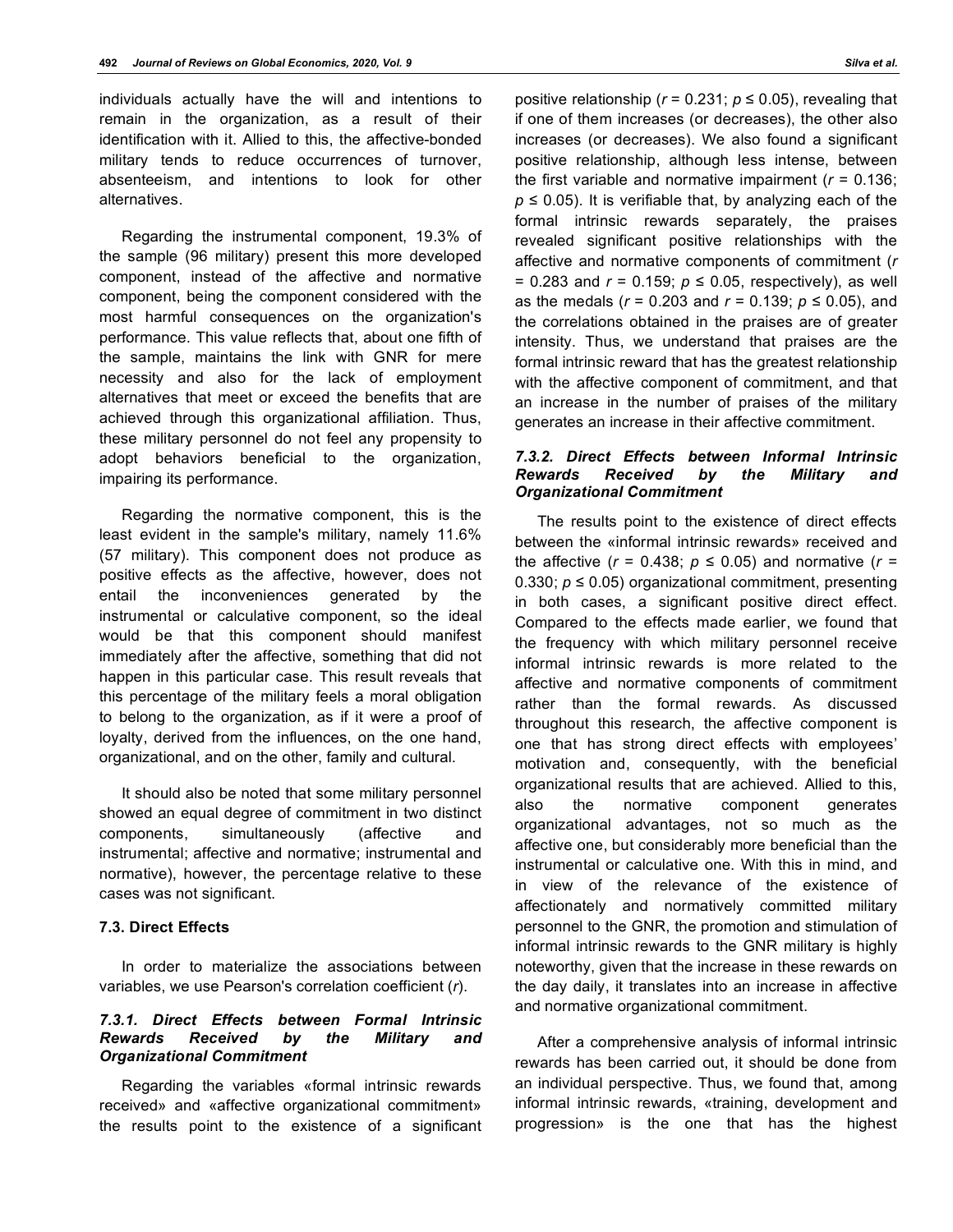individuals actually have the will and intentions to remain in the organization, as a result of their identification with it. Allied to this, the affective-bonded military tends to reduce occurrences of turnover, absenteeism, and intentions to look for other alternatives.

Regarding the instrumental component, 19.3% of the sample (96 military) present this more developed component, instead of the affective and normative component, being the component considered with the most harmful consequences on the organization's performance. This value reflects that, about one fifth of the sample, maintains the link with GNR for mere necessity and also for the lack of employment alternatives that meet or exceed the benefits that are achieved through this organizational affiliation. Thus, these military personnel do not feel any propensity to adopt behaviors beneficial to the organization, impairing its performance.

Regarding the normative component, this is the least evident in the sample's military, namely 11.6% (57 military). This component does not produce as positive effects as the affective, however, does not entail the inconveniences generated by the instrumental or calculative component, so the ideal would be that this component should manifest immediately after the affective, something that did not happen in this particular case. This result reveals that this percentage of the military feels a moral obligation to belong to the organization, as if it were a proof of loyalty, derived from the influences, on the one hand, organizational, and on the other, family and cultural.

It should also be noted that some military personnel showed an equal degree of commitment in two distinct components, simultaneously (affective and instrumental; affective and normative; instrumental and normative), however, the percentage relative to these cases was not significant.

### 7.3. Direct Effects

In order to materialize the associations between variables, we use Pearson's correlation coefficient ($r$).

#### *7.3.1. Direct Effects between Formal Intrinsic Rewards Received by the Military and Organizational Commitment*

Regarding the variables «formal intrinsic rewards received» and «affective organizational commitment» the results point to the existence of a significant positive relationship ($r = 0.231$; $p \leq 0.05$), revealing that if one of them increases (or decreases), the other also increases (or decreases). We also found a significant positive relationship, although less intense, between the first variable and normative impairment ($r = 0.136$; $p \leq 0.05$). It is verifiable that, by analyzing each of the formal intrinsic rewards separately, the praises revealed significant positive relationships with the affective and normative components of commitment ($r = 0.283$ and $r = 0.159$; $p \leq 0.05$, respectively), as well as the medals ($r = 0.203$ and $r = 0.139$; $p \leq 0.05$), and the correlations obtained in the praises are of greater intensity. Thus, we understand that praises are the formal intrinsic reward that has the greatest relationship with the affective component of commitment, and that an increase in the number of praises of the military generates an increase in their affective commitment.

#### *7.3.2. Direct Effects between Informal Intrinsic Rewards Received by the Military and Organizational Commitment*

The results point to the existence of direct effects between the «informal intrinsic rewards» received and the affective ($r = 0.438$; $p \leq 0.05$) and normative ($r = 0.330$; $p \leq 0.05$) organizational commitment, presenting in both cases, a significant positive direct effect. Compared to the effects made earlier, we found that the frequency with which military personnel receive informal intrinsic rewards is more related to the affective and normative components of commitment rather than the formal rewards. As discussed throughout this research, the affective component is one that has strong direct effects with employees' motivation and, consequently, with the beneficial organizational results that are achieved. Allied to this, also the normative component generates organizational advantages, not so much as the affective one, but considerably more beneficial than the instrumental or calculative one. With this in mind, and in view of the relevance of the existence of affectionately and normatively committed military personnel to the GNR, the promotion and stimulation of informal intrinsic rewards to the GNR military is highly noteworthy, given that the increase in these rewards on the day daily, it translates into an increase in affective and normative organizational commitment.

After a comprehensive analysis of informal intrinsic rewards has been carried out, it should be done from an individual perspective. Thus, we found that, among informal intrinsic rewards, «training, development and progression» is the one that has the highest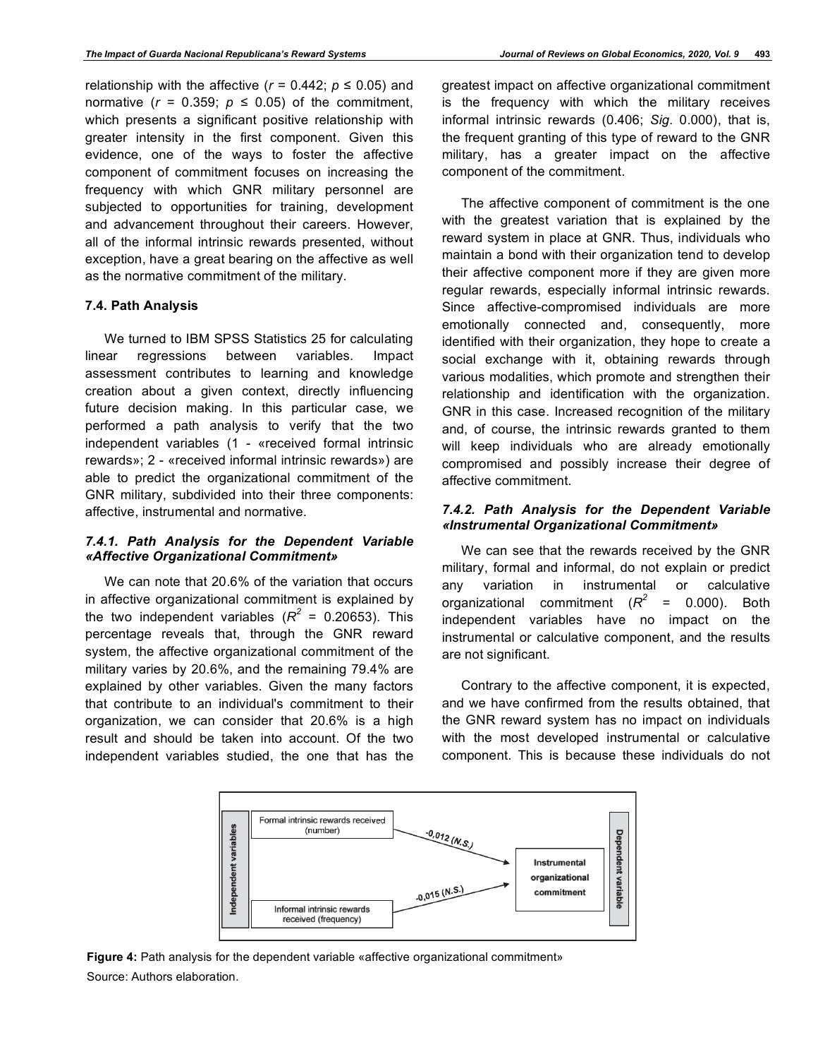relationship with the affective ($r$ = 0.442; $p \leq 0.05$) and normative ($r$ = 0.359; $p \leq 0.05$) of the commitment, which presents a significant positive relationship with greater intensity in the first component. Given this evidence, one of the ways to foster the affective component of commitment focuses on increasing the frequency with which GNR military personnel are subjected to opportunities for training, development and advancement throughout their careers. However, all of the informal intrinsic rewards presented, without exception, have a great bearing on the affective as well as the normative commitment of the military.

### 7.4. Path Analysis

We turned to IBM SPSS Statistics 25 for calculating linear regressions between variables. Impact assessment contributes to learning and knowledge creation about a given context, directly influencing future decision making. In this particular case, we performed a path analysis to verify that the two independent variables (1 - «received formal intrinsic rewards»; 2 - «received informal intrinsic rewards») are able to predict the organizational commitment of the GNR military, subdivided into their three components: affective, instrumental and normative.

#### *7.4.1. Path Analysis for the Dependent Variable «Affective Organizational Commitment»*

We can note that 20.6% of the variation that occurs in affective organizational commitment is explained by the two independent variables ($R^2$ = 0.20653). This percentage reveals that, through the GNR reward system, the affective organizational commitment of the military varies by 20.6%, and the remaining 79.4% are explained by other variables. Given the many factors that contribute to an individual's commitment to their organization, we can consider that 20.6% is a high result and should be taken into account. Of the two independent variables studied, the one that has the greatest impact on affective organizational commitment is the frequency with which the military receives informal intrinsic rewards (0.406; *Sig*. 0.000), that is, the frequent granting of this type of reward to the GNR military, has a greater impact on the affective component of the commitment.

The affective component of commitment is the one with the greatest variation that is explained by the reward system in place at GNR. Thus, individuals who maintain a bond with their organization tend to develop their affective component more if they are given more regular rewards, especially informal intrinsic rewards. Since affective-compromised individuals are more emotionally connected and, consequently, more identified with their organization, they hope to create a social exchange with it, obtaining rewards through various modalities, which promote and strengthen their relationship and identification with the organization. GNR in this case. Increased recognition of the military and, of course, the intrinsic rewards granted to them will keep individuals who are already emotionally compromised and possibly increase their degree of affective commitment.

#### *7.4.2. Path Analysis for the Dependent Variable «Instrumental Organizational Commitment»*

We can see that the rewards received by the GNR military, formal and informal, do not explain or predict any variation in instrumental or calculative organizational commitment ($R^2$ = 0.000). Both independent variables have no impact on the instrumental or calculative component, and the results are not significant.

Contrary to the affective component, it is expected, and we have confirmed from the results obtained, that the GNR reward system has no impact on individuals with the most developed instrumental or calculative component. This is because these individuals do not

Independent variables: Formal intrinsic rewards received (number) → -0,012 (N.S.) → Instrumental organizational commitment; Informal intrinsic rewards received (frequency) → -0,015 (N.S.) → Instrumental organizational commitment (Dependent variable)

**Figure 4:** Path analysis for the dependent variable «affective organizational commitment»
Source: Authors elaboration.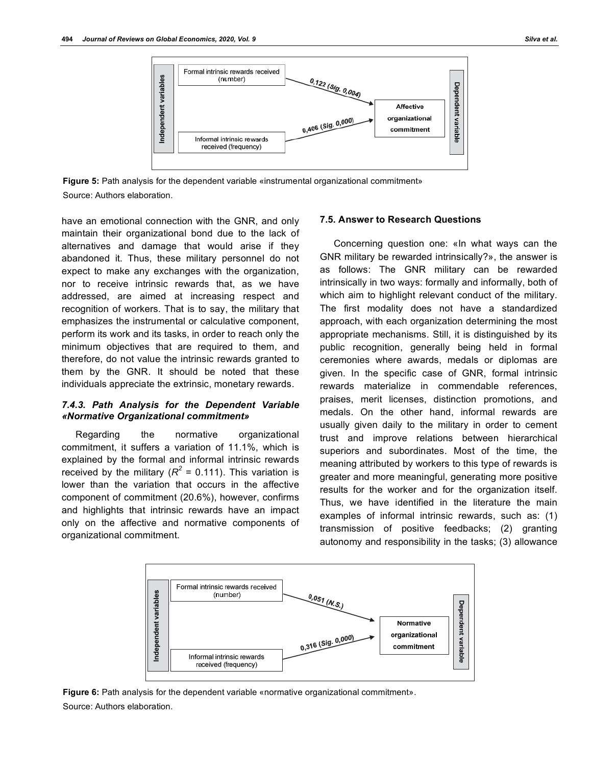Independent variables

Formal intrinsic rewards received (number) → 0,122 (Sig. 0,004) → Affective organizational commitment

Informal intrinsic rewards received (frequency) → 0,406 (Sig. 0,000) → Affective organizational commitment

Dependent variable

**Figure 5:** Path analysis for the dependent variable «instrumental organizational commitment»

Source: Authors elaboration.

have an emotional connection with the GNR, and only maintain their organizational bond due to the lack of alternatives and damage that would arise if they abandoned it. Thus, these military personnel do not expect to make any exchanges with the organization, nor to receive intrinsic rewards that, as we have addressed, are aimed at increasing respect and recognition of workers. That is to say, the military that emphasizes the instrumental or calculative component, perform its work and its tasks, in order to reach only the minimum objectives that are required to them, and therefore, do not value the intrinsic rewards granted to them by the GNR. It should be noted that these individuals appreciate the extrinsic, monetary rewards.

### *7.4.3. Path Analysis for the Dependent Variable «Normative Organizational commitment»*

Regarding the normative organizational commitment, it suffers a variation of 11.1%, which is explained by the formal and informal intrinsic rewards received by the military ($R^2$ = 0.111). This variation is lower than the variation that occurs in the affective component of commitment (20.6%), however, confirms and highlights that intrinsic rewards have an impact only on the affective and normative components of organizational commitment.

### 7.5. Answer to Research Questions

Concerning question one: «In what ways can the GNR military be rewarded intrinsically?», the answer is as follows: The GNR military can be rewarded intrinsically in two ways: formally and informally, both of which aim to highlight relevant conduct of the military. The first modality does not have a standardized approach, with each organization determining the most appropriate mechanisms. Still, it is distinguished by its public recognition, generally being held in formal ceremonies where awards, medals or diplomas are given. In the specific case of GNR, formal intrinsic rewards materialize in commendable references, praises, merit licenses, distinction promotions, and medals. On the other hand, informal rewards are usually given daily to the military in order to cement trust and improve relations between hierarchical superiors and subordinates. Most of the time, the meaning attributed by workers to this type of rewards is greater and more meaningful, generating more positive results for the worker and for the organization itself. Thus, we have identified in the literature the main examples of informal intrinsic rewards, such as: (1) transmission of positive feedbacks; (2) granting autonomy and responsibility in the tasks; (3) allowance

Independent variables

Formal intrinsic rewards received (number) → 0,051 (N.S.) → Normative organizational commitment

Informal intrinsic rewards received (frequency) → 0,316 (Sig. 0,000) → Normative organizational commitment

Dependent variable

**Figure 6:** Path analysis for the dependent variable «normative organizational commitment».

Source: Authors elaboration.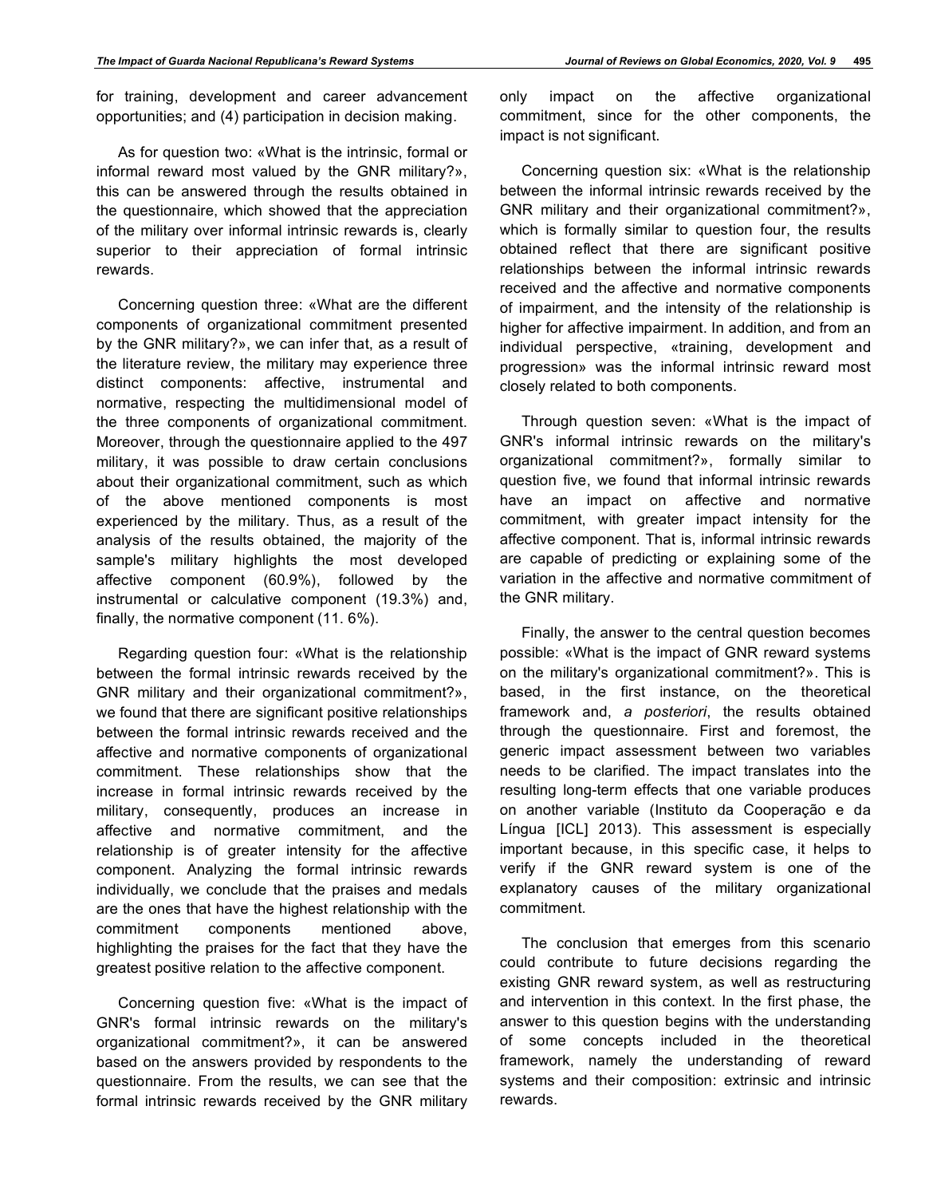for training, development and career advancement opportunities; and (4) participation in decision making.

As for question two: «What is the intrinsic, formal or informal reward most valued by the GNR military?», this can be answered through the results obtained in the questionnaire, which showed that the appreciation of the military over informal intrinsic rewards is, clearly superior to their appreciation of formal intrinsic rewards.

Concerning question three: «What are the different components of organizational commitment presented by the GNR military?», we can infer that, as a result of the literature review, the military may experience three distinct components: affective, instrumental and normative, respecting the multidimensional model of the three components of organizational commitment. Moreover, through the questionnaire applied to the 497 military, it was possible to draw certain conclusions about their organizational commitment, such as which of the above mentioned components is most experienced by the military. Thus, as a result of the analysis of the results obtained, the majority of the sample's military highlights the most developed affective component (60.9%), followed by the instrumental or calculative component (19.3%) and, finally, the normative component (11. 6%).

Regarding question four: «What is the relationship between the formal intrinsic rewards received by the GNR military and their organizational commitment?», we found that there are significant positive relationships between the formal intrinsic rewards received and the affective and normative components of organizational commitment. These relationships show that the increase in formal intrinsic rewards received by the military, consequently, produces an increase in affective and normative commitment, and the relationship is of greater intensity for the affective component. Analyzing the formal intrinsic rewards individually, we conclude that the praises and medals are the ones that have the highest relationship with the commitment components mentioned above, highlighting the praises for the fact that they have the greatest positive relation to the affective component.

Concerning question five: «What is the impact of GNR's formal intrinsic rewards on the military's organizational commitment?», it can be answered based on the answers provided by respondents to the questionnaire. From the results, we can see that the formal intrinsic rewards received by the GNR military only impact on the affective organizational commitment, since for the other components, the impact is not significant.

Concerning question six: «What is the relationship between the informal intrinsic rewards received by the GNR military and their organizational commitment?», which is formally similar to question four, the results obtained reflect that there are significant positive relationships between the informal intrinsic rewards received and the affective and normative components of impairment, and the intensity of the relationship is higher for affective impairment. In addition, and from an individual perspective, «training, development and progression» was the informal intrinsic reward most closely related to both components.

Through question seven: «What is the impact of GNR's informal intrinsic rewards on the military's organizational commitment?», formally similar to question five, we found that informal intrinsic rewards have an impact on affective and normative commitment, with greater impact intensity for the affective component. That is, informal intrinsic rewards are capable of predicting or explaining some of the variation in the affective and normative commitment of the GNR military.

Finally, the answer to the central question becomes possible: «What is the impact of GNR reward systems on the military's organizational commitment?». This is based, in the first instance, on the theoretical framework and, *a posteriori*, the results obtained through the questionnaire. First and foremost, the generic impact assessment between two variables needs to be clarified. The impact translates into the resulting long-term effects that one variable produces on another variable (Instituto da Cooperação e da Língua [ICL] 2013). This assessment is especially important because, in this specific case, it helps to verify if the GNR reward system is one of the explanatory causes of the military organizational commitment.

The conclusion that emerges from this scenario could contribute to future decisions regarding the existing GNR reward system, as well as restructuring and intervention in this context. In the first phase, the answer to this question begins with the understanding of some concepts included in the theoretical framework, namely the understanding of reward systems and their composition: extrinsic and intrinsic rewards.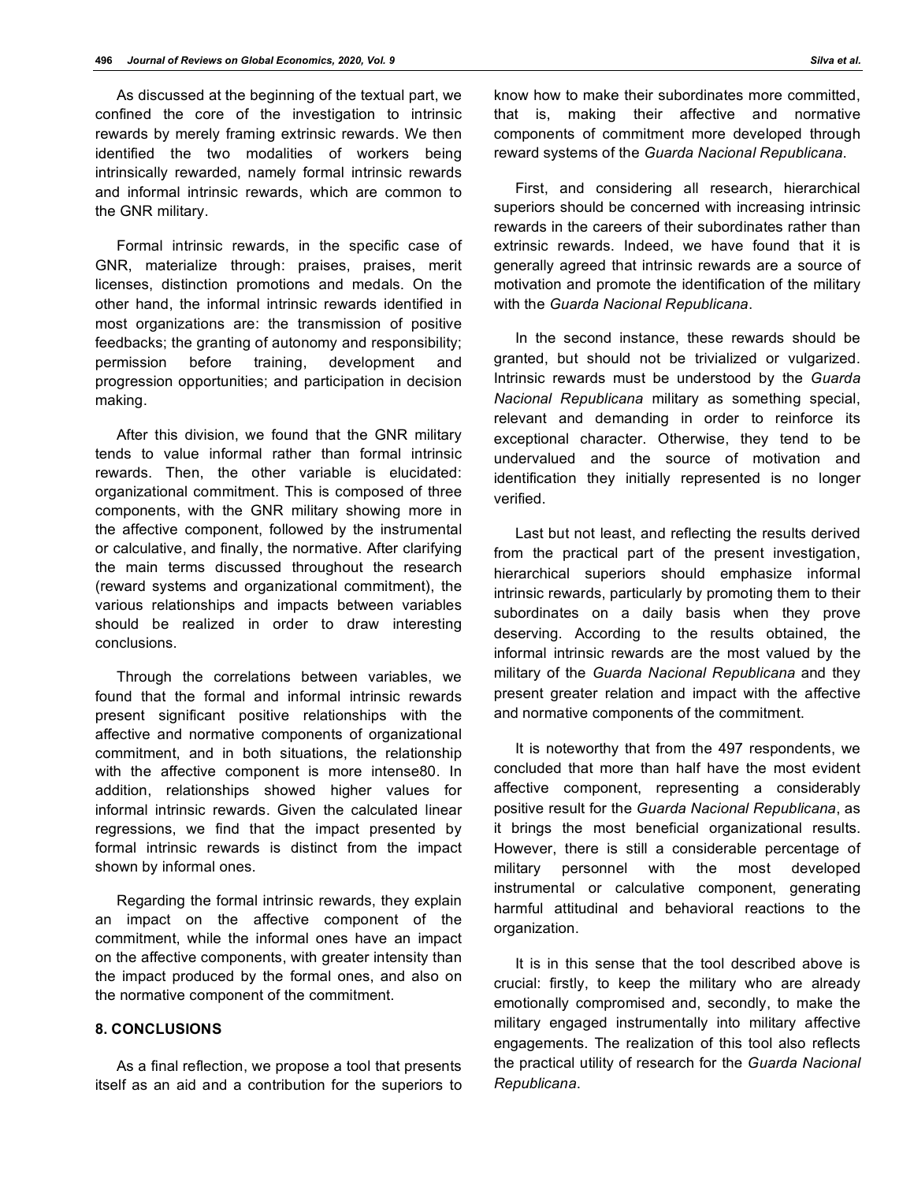As discussed at the beginning of the textual part, we confined the core of the investigation to intrinsic rewards by merely framing extrinsic rewards. We then identified the two modalities of workers being intrinsically rewarded, namely formal intrinsic rewards and informal intrinsic rewards, which are common to the GNR military.

Formal intrinsic rewards, in the specific case of GNR, materialize through: praises, praises, merit licenses, distinction promotions and medals. On the other hand, the informal intrinsic rewards identified in most organizations are: the transmission of positive feedbacks; the granting of autonomy and responsibility; permission before training, development and progression opportunities; and participation in decision making.

After this division, we found that the GNR military tends to value informal rather than formal intrinsic rewards. Then, the other variable is elucidated: organizational commitment. This is composed of three components, with the GNR military showing more in the affective component, followed by the instrumental or calculative, and finally, the normative. After clarifying the main terms discussed throughout the research (reward systems and organizational commitment), the various relationships and impacts between variables should be realized in order to draw interesting conclusions.

Through the correlations between variables, we found that the formal and informal intrinsic rewards present significant positive relationships with the affective and normative components of organizational commitment, and in both situations, the relationship with the affective component is more intense80. In addition, relationships showed higher values for informal intrinsic rewards. Given the calculated linear regressions, we find that the impact presented by formal intrinsic rewards is distinct from the impact shown by informal ones.

Regarding the formal intrinsic rewards, they explain an impact on the affective component of the commitment, while the informal ones have an impact on the affective components, with greater intensity than the impact produced by the formal ones, and also on the normative component of the commitment.

## 8. CONCLUSIONS

As a final reflection, we propose a tool that presents itself as an aid and a contribution for the superiors to know how to make their subordinates more committed, that is, making their affective and normative components of commitment more developed through reward systems of the *Guarda Nacional Republicana*.

First, and considering all research, hierarchical superiors should be concerned with increasing intrinsic rewards in the careers of their subordinates rather than extrinsic rewards. Indeed, we have found that it is generally agreed that intrinsic rewards are a source of motivation and promote the identification of the military with the *Guarda Nacional Republicana*.

In the second instance, these rewards should be granted, but should not be trivialized or vulgarized. Intrinsic rewards must be understood by the *Guarda Nacional Republicana* military as something special, relevant and demanding in order to reinforce its exceptional character. Otherwise, they tend to be undervalued and the source of motivation and identification they initially represented is no longer verified.

Last but not least, and reflecting the results derived from the practical part of the present investigation, hierarchical superiors should emphasize informal intrinsic rewards, particularly by promoting them to their subordinates on a daily basis when they prove deserving. According to the results obtained, the informal intrinsic rewards are the most valued by the military of the *Guarda Nacional Republicana* and they present greater relation and impact with the affective and normative components of the commitment.

It is noteworthy that from the 497 respondents, we concluded that more than half have the most evident affective component, representing a considerably positive result for the *Guarda Nacional Republicana*, as it brings the most beneficial organizational results. However, there is still a considerable percentage of military personnel with the most developed instrumental or calculative component, generating harmful attitudinal and behavioral reactions to the organization.

It is in this sense that the tool described above is crucial: firstly, to keep the military who are already emotionally compromised and, secondly, to make the military engaged instrumentally into military affective engagements. The realization of this tool also reflects the practical utility of research for the *Guarda Nacional Republicana*.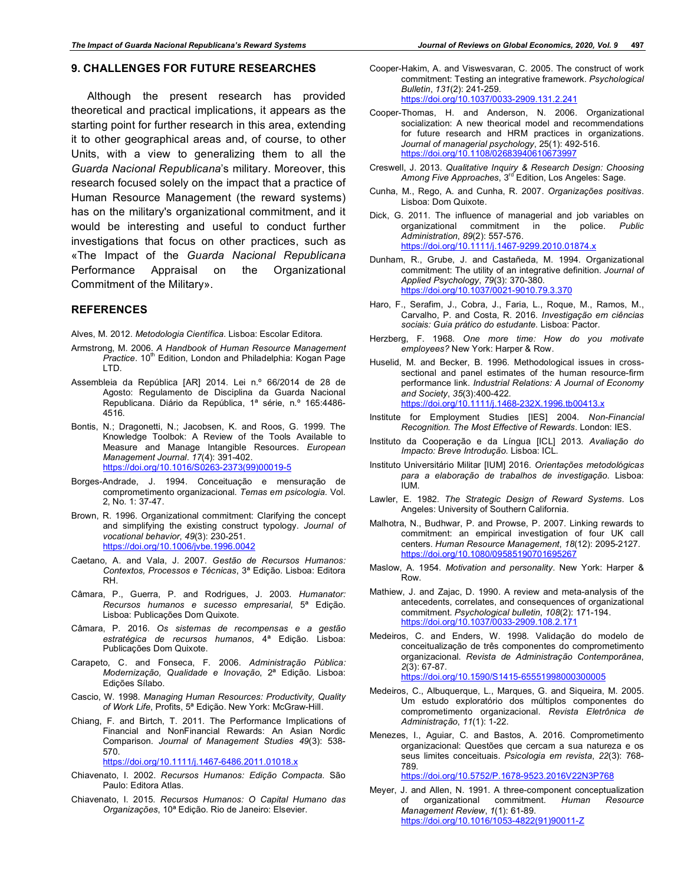## 9. CHALLENGES FOR FUTURE RESEARCHES

Although the present research has provided theoretical and practical implications, it appears as the starting point for further research in this area, extending it to other geographical areas and, of course, to other Units, with a view to generalizing them to all the *Guarda Nacional Republicana*'s military. Moreover, this research focused solely on the impact that a practice of Human Resource Management (the reward systems) has on the military's organizational commitment, and it would be interesting and useful to conduct further investigations that focus on other practices, such as «The Impact of the *Guarda Nacional Republicana* Performance Appraisal on the Organizational Commitment of the Military».

## REFERENCES

Alves, M. 2012. *Metodologia Científica*. Lisboa: Escolar Editora.

Armstrong, M. 2006. *A Handbook of Human Resource Management Practice*. 10th Edition, London and Philadelphia: Kogan Page LTD.

Assembleia da República [AR] 2014. Lei n.º 66/2014 de 28 de Agosto: Regulamento de Disciplina da Guarda Nacional Republicana. Diário da República, 1ª série, n.º 165:4486-4516.

Bontis, N.; Dragonetti, N.; Jacobsen, K. and Roos, G. 1999. The Knowledge Toolbok: A Review of the Tools Available to Measure and Manage Intangible Resources. *European Management Journal*. *17*(4): 391-402. https://doi.org/10.1016/S0263-2373(99)00019-5

Borges-Andrade, J. 1994. Conceituação e mensuração de comprometimento organizacional. *Temas em psicologia*. Vol. 2, No. 1: 37-47.

Brown, R. 1996. Organizational commitment: Clarifying the concept and simplifying the existing construct typology. *Journal of vocational behavior*, *49*(3): 230-251. https://doi.org/10.1006/jvbe.1996.0042

Caetano, A. and Vala, J. 2007. *Gestão de Recursos Humanos: Contextos, Processos e Técnicas*, 3ª Edição. Lisboa: Editora RH.

Câmara, P., Guerra, P. and Rodrigues, J. 2003. *Humanator: Recursos humanos e sucesso empresarial*, 5ª Edição. Lisboa: Publicações Dom Quixote.

Câmara, P. 2016. *Os sistemas de recompensas e a gestão estratégica de recursos humanos*, 4ª Edição. Lisboa: Publicações Dom Quixote.

Carapeto, C. and Fonseca, F. 2006. *Administração Pública: Modernização, Qualidade e Inovação*, 2ª Edição. Lisboa: Edições Sílabo.

Cascio, W. 1998. *Managing Human Resources: Productivity, Quality of Work Life*, Profits, 5ª Edição. New York: McGraw-Hill.

Chiang, F. and Birtch, T. 2011. The Performance Implications of Financial and NonFinancial Rewards: An Asian Nordic Comparison. *Journal of Management Studies 49*(3): 538-570. https://doi.org/10.1111/j.1467-6486.2011.01018.x

Chiavenato, I. 2002. *Recursos Humanos: Edição Compacta*. São Paulo: Editora Atlas.

Chiavenato, I. 2015. *Recursos Humanos: O Capital Humano das Organizações*, 10ª Edição. Rio de Janeiro: Elsevier.

Cooper-Hakim, A. and Viswesvaran, C. 2005. The construct of work commitment: Testing an integrative framework. *Psychological Bulletin*, *131*(2): 241-259. https://doi.org/10.1037/0033-2909.131.2.241

Cooper-Thomas, H. and Anderson, N. 2006. Organizational socialization: A new theorical model and recommendations for future research and HRM practices in organizations. *Journal of managerial psychology*, 25(1): 492-516. https://doi.org/10.1108/02683940610673997

Creswell, J. 2013. *Qualitative Inquiry & Research Design: Choosing Among Five Approaches*, 3rd Edition, Los Angeles: Sage.

Cunha, M., Rego, A. and Cunha, R. 2007. *Organizações positivas*. Lisboa: Dom Quixote.

Dick, G. 2011. The influence of managerial and job variables on organizational commitment in the police. *Public Administration*, *89*(2): 557-576. https://doi.org/10.1111/j.1467-9299.2010.01874.x

Dunham, R., Grube, J. and Castañeda, M. 1994. Organizational commitment: The utility of an integrative definition. *Journal of Applied Psychology*, *79*(3): 370-380. https://doi.org/10.1037/0021-9010.79.3.370

Haro, F., Serafim, J., Cobra, J., Faria, L., Roque, M., Ramos, M., Carvalho, P. and Costa, R. 2016. *Investigação em ciências sociais: Guia prático do estudante*. Lisboa: Pactor.

Herzberg, F. 1968. *One more time: How do you motivate employees?* New York: Harper & Row.

Huselid, M. and Becker, B. 1996. Methodological issues in cross-sectional and panel estimates of the human resource-firm performance link. *Industrial Relations: A Journal of Economy and Society*, *35*(3):400-422. https://doi.org/10.1111/j.1468-232X.1996.tb00413.x

Institute for Employment Studies [IES] 2004. *Non-Financial Recognition. The Most Effective of Rewards*. London: IES.

Instituto da Cooperação e da Língua [ICL] 2013. *Avaliação do Impacto: Breve Introdução*. Lisboa: ICL.

Instituto Universitário Militar [IUM] 2016. *Orientações metodológicas para a elaboração de trabalhos de investigação*. Lisboa: IUM.

Lawler, E. 1982. *The Strategic Design of Reward Systems*. Los Angeles: University of Southern California.

Malhotra, N., Budhwar, P. and Prowse, P. 2007. Linking rewards to commitment: an empirical investigation of four UK call centers. *Human Resource Management*, *18*(12): 2095-2127. https://doi.org/10.1080/09585190701695267

Maslow, A. 1954. *Motivation and personality*. New York: Harper & Row.

Mathiew, J. and Zajac, D. 1990. A review and meta-analysis of the antecedents, correlates, and consequences of organizational commitment. *Psychological bulletin*, *108*(2): 171-194. https://doi.org/10.1037/0033-2909.108.2.171

Medeiros, C. and Enders, W. 1998. Validação do modelo de conceitualização de três componentes do comprometimento organizacional. *Revista de Administração Contemporânea*, *2*(3): 67-87. https://doi.org/10.1590/S1415-65551998000300005

Medeiros, C., Albuquerque, L., Marques, G. and Siqueira, M. 2005. Um estudo exploratório dos múltiplos componentes do comprometimento organizacional. *Revista Eletrônica de Administração*, *11*(1): 1-22.

Menezes, I., Aguiar, C. and Bastos, A. 2016. Comprometimento organizacional: Questões que cercam a sua natureza e os seus limites conceituais. *Psicologia em revista*, *22*(3): 768-789. https://doi.org/10.5752/P.1678-9523.2016V22N3P768

Meyer, J. and Allen, N. 1991. A three-component conceptualization of organizational commitment. *Human Resource Management Review*, *1*(1): 61-89. https://doi.org/10.1016/1053-4822(91)90011-Z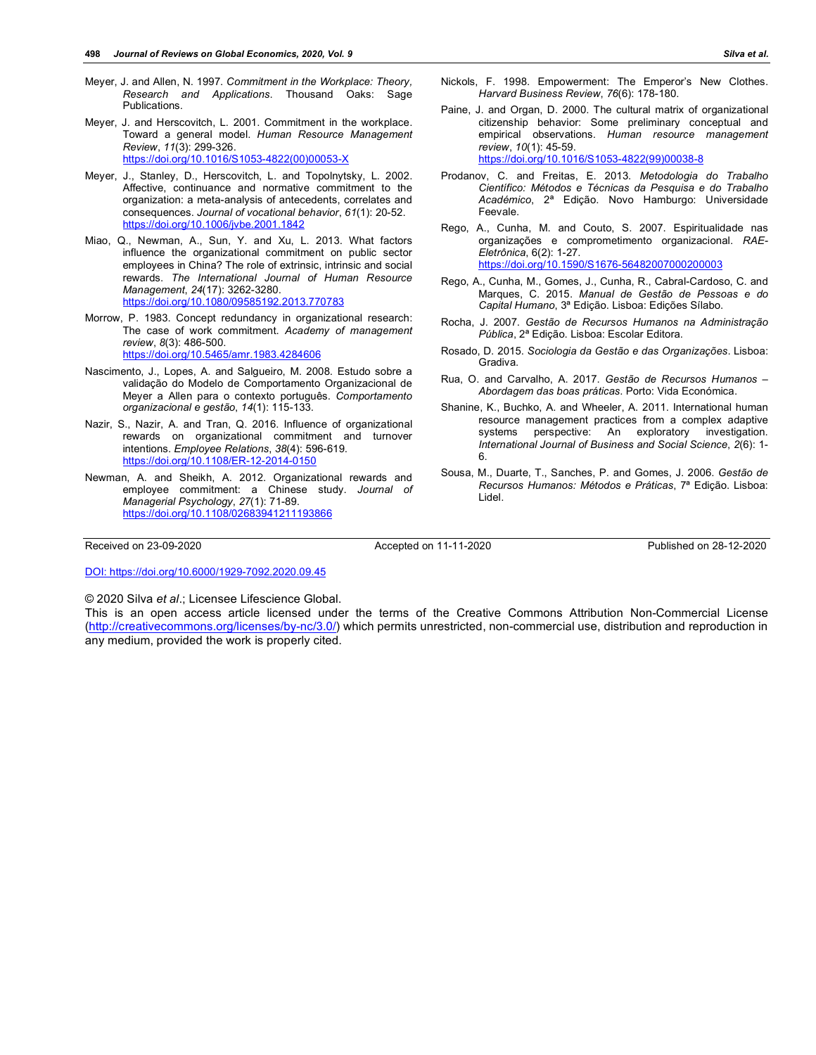Meyer, J. and Allen, N. 1997. *Commitment in the Workplace: Theory, Research and Applications*. Thousand Oaks: Sage Publications.

Meyer, J. and Herscovitch, L. 2001. Commitment in the workplace. Toward a general model. *Human Resource Management Review*, *11*(3): 299-326. https://doi.org/10.1016/S1053-4822(00)00053-X

Meyer, J., Stanley, D., Herscovitch, L. and Topolnytsky, L. 2002. Affective, continuance and normative commitment to the organization: a meta-analysis of antecedents, correlates and consequences. *Journal of vocational behavior*, *61*(1): 20-52. https://doi.org/10.1006/jvbe.2001.1842

Miao, Q., Newman, A., Sun, Y. and Xu, L. 2013. What factors influence the organizational commitment on public sector employees in China? The role of extrinsic, intrinsic and social rewards. *The International Journal of Human Resource Management*, *24*(17): 3262-3280. https://doi.org/10.1080/09585192.2013.770783

Morrow, P. 1983. Concept redundancy in organizational research: The case of work commitment. *Academy of management review*, *8*(3): 486-500. https://doi.org/10.5465/amr.1983.4284606

Nascimento, J., Lopes, A. and Salgueiro, M. 2008. Estudo sobre a validação do Modelo de Comportamento Organizacional de Meyer a Allen para o contexto português. *Comportamento organizacional e gestão*, *14*(1): 115-133.

Nazir, S., Nazir, A. and Tran, Q. 2016. Influence of organizational rewards on organizational commitment and turnover intentions. *Employee Relations*, *38*(4): 596-619. https://doi.org/10.1108/ER-12-2014-0150

Newman, A. and Sheikh, A. 2012. Organizational rewards and employee commitment: a Chinese study. *Journal of Managerial Psychology*, *27*(1): 71-89. https://doi.org/10.1108/02683941211193866

Nickols, F. 1998. Empowerment: The Emperor's New Clothes. *Harvard Business Review*, *76*(6): 178-180.

Paine, J. and Organ, D. 2000. The cultural matrix of organizational citizenship behavior: Some preliminary conceptual and empirical observations. *Human resource management review*, *10*(1): 45-59. https://doi.org/10.1016/S1053-4822(99)00038-8

Prodanov, C. and Freitas, E. 2013. *Metodologia do Trabalho Científico: Métodos e Técnicas da Pesquisa e do Trabalho Académico*, 2ª Edição. Novo Hamburgo: Universidade Feevale.

Rego, A., Cunha, M. and Couto, S. 2007. Espiritualidade nas organizações e comprometimento organizacional. *RAE-Eletrônica*, 6(2): 1-27. https://doi.org/10.1590/S1676-56482007000200003

Rego, A., Cunha, M., Gomes, J., Cunha, R., Cabral-Cardoso, C. and Marques, C. 2015. *Manual de Gestão de Pessoas e do Capital Humano*, 3ª Edição. Lisboa: Edições Sílabo.

Rocha, J. 2007. *Gestão de Recursos Humanos na Administração Pública*, 2ª Edição. Lisboa: Escolar Editora.

Rosado, D. 2015. *Sociologia da Gestão e das Organizações*. Lisboa: Gradiva.

Rua, O. and Carvalho, A. 2017. *Gestão de Recursos Humanos – Abordagem das boas práticas*. Porto: Vida Económica.

Shanine, K., Buchko, A. and Wheeler, A. 2011. International human resource management practices from a complex adaptive systems perspective: An exploratory investigation. *International Journal of Business and Social Science*, *2*(6): 1-6.

Sousa, M., Duarte, T., Sanches, P. and Gomes, J. 2006. *Gestão de Recursos Humanos: Métodos e Práticas*, 7ª Edição. Lisboa: Lidel.

Received on 23-09-2020 | Accepted on 11-11-2020 | Published on 28-12-2020

DOI: https://doi.org/10.6000/1929-7092.2020.09.45

© 2020 Silva *et al*.; Licensee Lifescience Global.

This is an open access article licensed under the terms of the Creative Commons Attribution Non-Commercial License (http://creativecommons.org/licenses/by-nc/3.0/) which permits unrestricted, non-commercial use, distribution and reproduction in any medium, provided the work is properly cited.